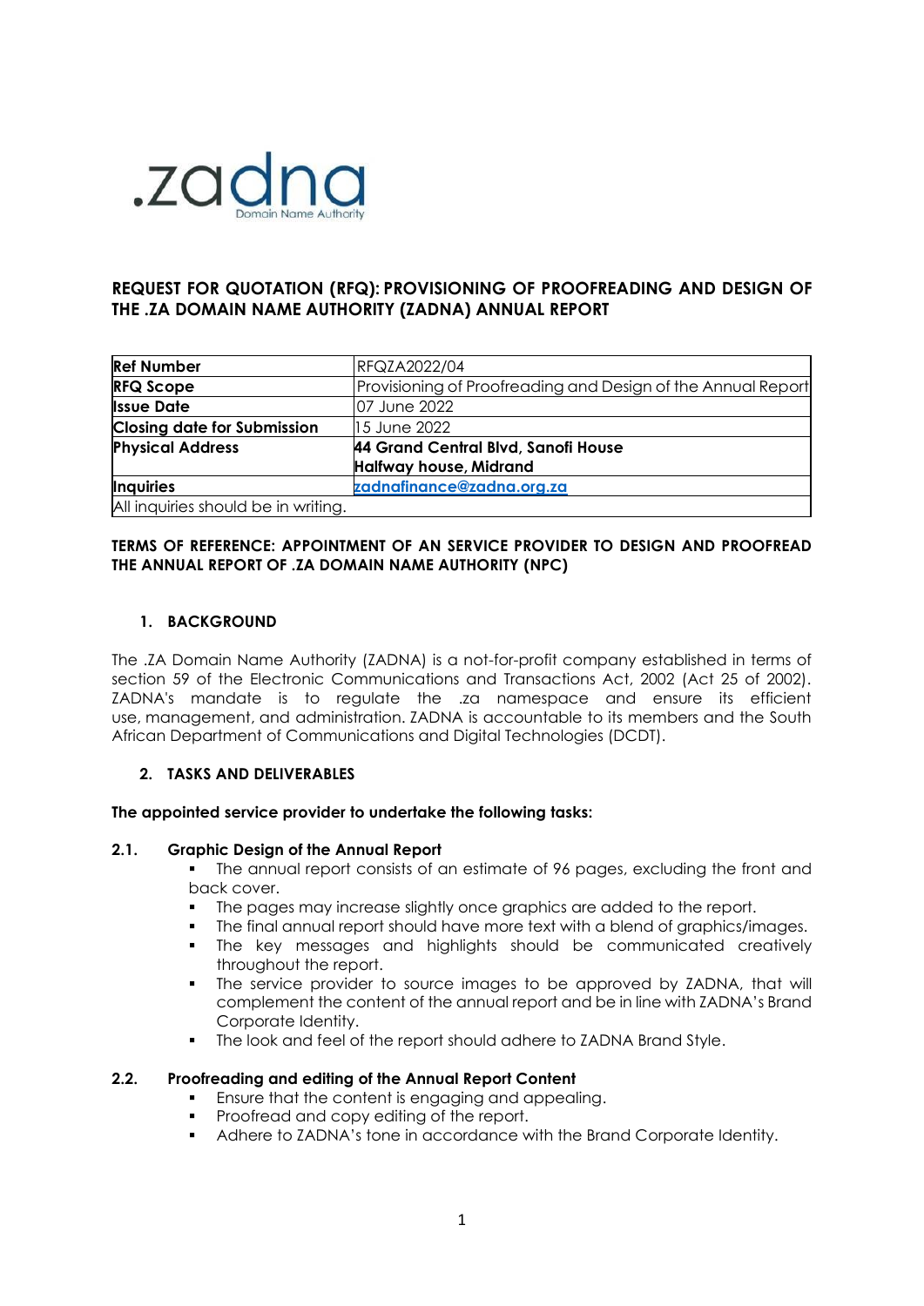.zadna
Domain Name Authority

## REQUEST FOR QUOTATION (RFQ): PROVISIONING OF PROOFREADING AND DESIGN OF THE .ZA DOMAIN NAME AUTHORITY (ZADNA) ANNUAL REPORT

| **Ref Number** | RFQZA2022/04 |
| --- | --- |
| **RFQ Scope** | Provisioning of Proofreading and Design of the Annual Report |
| **Issue Date** | 07 June 2022 |
| **Closing date for Submission** | 15 June 2022 |
| **Physical Address** | **44 Grand Central Blvd, Sanofi House Halfway house, Midrand** |
| **Inquiries** | **zadnafinance@zadna.org.za** |
| All inquiries should be in writing. | |

**TERMS OF REFERENCE: APPOINTMENT OF AN SERVICE PROVIDER TO DESIGN AND PROOFREAD THE ANNUAL REPORT OF .ZA DOMAIN NAME AUTHORITY (NPC)**

### 1. BACKGROUND

The .ZA Domain Name Authority (ZADNA) is a not-for-profit company established in terms of section 59 of the Electronic Communications and Transactions Act, 2002 (Act 25 of 2002). ZADNA's mandate is to regulate the .za namespace and ensure its efficient use, management, and administration. ZADNA is accountable to its members and the South African Department of Communications and Digital Technologies (DCDT).

### 2. TASKS AND DELIVERABLES

**The appointed service provider to undertake the following tasks:**

**2.1. Graphic Design of the Annual Report**

- The annual report consists of an estimate of 96 pages, excluding the front and back cover.
- The pages may increase slightly once graphics are added to the report.
- The final annual report should have more text with a blend of graphics/images.
- The key messages and highlights should be communicated creatively throughout the report.
- The service provider to source images to be approved by ZADNA, that will complement the content of the annual report and be in line with ZADNA's Brand Corporate Identity.
- The look and feel of the report should adhere to ZADNA Brand Style.

**2.2. Proofreading and editing of the Annual Report Content**

- Ensure that the content is engaging and appealing.
- Proofread and copy editing of the report.
- Adhere to ZADNA's tone in accordance with the Brand Corporate Identity.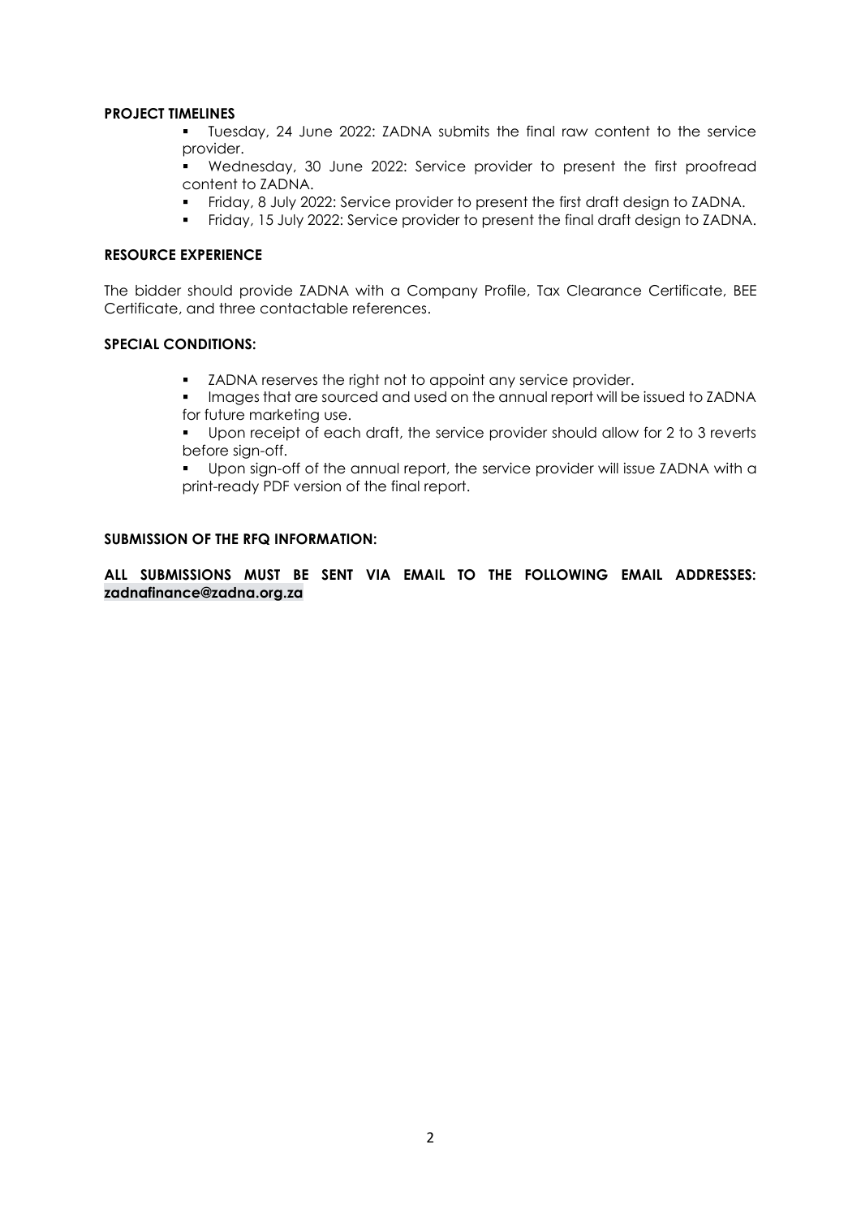**PROJECT TIMELINES**

- Tuesday, 24 June 2022: ZADNA submits the final raw content to the service provider.
- Wednesday, 30 June 2022: Service provider to present the first proofread content to ZADNA.
- Friday, 8 July 2022: Service provider to present the first draft design to ZADNA.
- Friday, 15 July 2022: Service provider to present the final draft design to ZADNA.

**RESOURCE EXPERIENCE**

The bidder should provide ZADNA with a Company Profile, Tax Clearance Certificate, BEE Certificate, and three contactable references.

**SPECIAL CONDITIONS:**

- ZADNA reserves the right not to appoint any service provider.
- Images that are sourced and used on the annual report will be issued to ZADNA for future marketing use.
- Upon receipt of each draft, the service provider should allow for 2 to 3 reverts before sign-off.
- Upon sign-off of the annual report, the service provider will issue ZADNA with a print-ready PDF version of the final report.

**SUBMISSION OF THE RFQ INFORMATION:**

**ALL SUBMISSIONS MUST BE SENT VIA EMAIL TO THE FOLLOWING EMAIL ADDRESSES: zadnafinance@zadna.org.za**